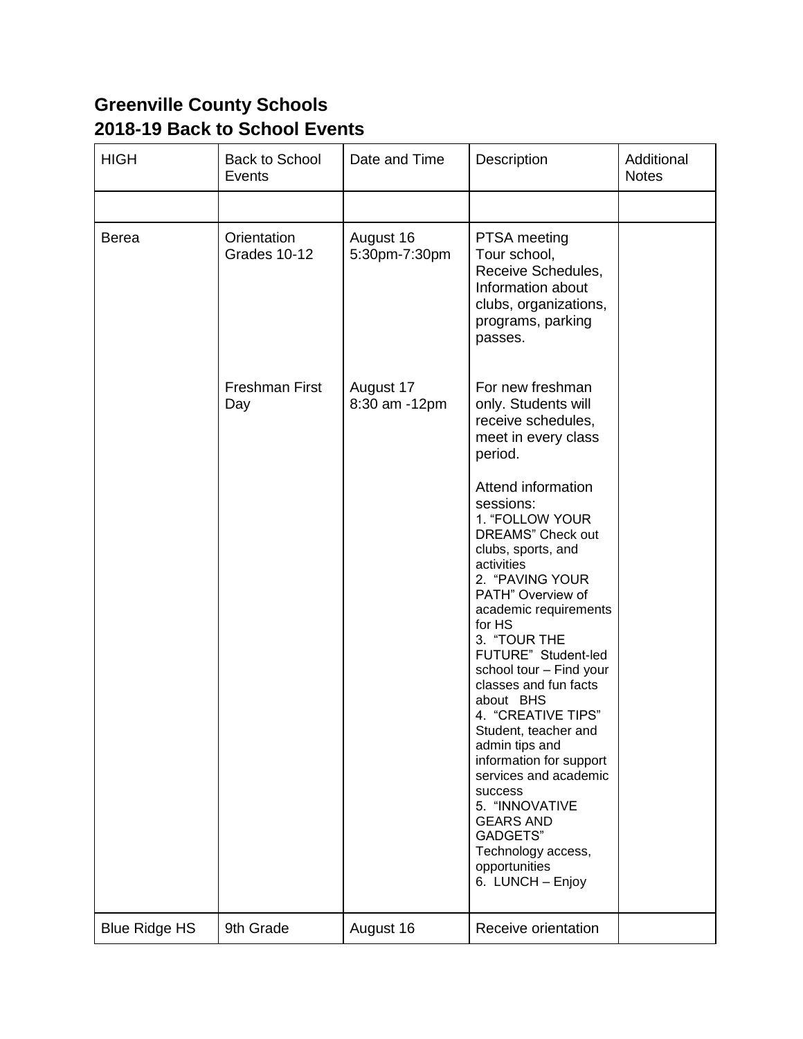# Greenville County Schools
## 2018-19 Back to School Events

| HIGH | Back to School Events | Date and Time | Description | Additional Notes |
|---|---|---|---|---|
| | | | | |
| Berea | Orientation Grades 10-12 | August 16 5:30pm-7:30pm | PTSA meeting Tour school, Receive Schedules, Information about clubs, organizations, programs, parking passes. | |
| | Freshman First Day | August 17 8:30 am -12pm | For new freshman only. Students will receive schedules, meet in every class period.<br><br>Attend information sessions:<br>1. "FOLLOW YOUR DREAMS" Check out clubs, sports, and activities<br>2. "PAVING YOUR PATH" Overview of academic requirements for HS<br>3. "TOUR THE FUTURE" Student-led school tour – Find your classes and fun facts about BHS<br>4. "CREATIVE TIPS" Student, teacher and admin tips and information for support services and academic success<br>5. "INNOVATIVE GEARS AND GADGETS" Technology access, opportunities<br>6. LUNCH – Enjoy | |
| Blue Ridge HS | 9th Grade | August 16 | Receive orientation | |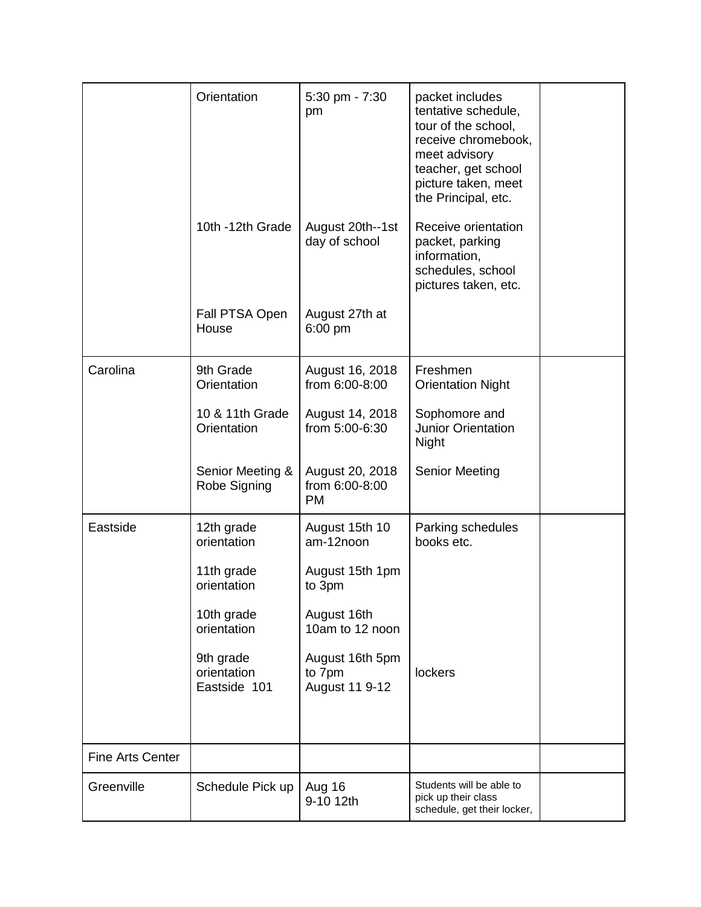| | | | | |
|---|---|---|---|---|
| | Orientation<br><br>10th -12th Grade<br><br>Fall PTSA Open House | 5:30 pm - 7:30 pm<br><br>August 20th--1st day of school<br><br>August 27th at 6:00 pm | packet includes tentative schedule, tour of the school, receive chromebook, meet advisory teacher, get school picture taken, meet the Principal, etc.<br><br>Receive orientation packet, parking information, schedules, school pictures taken, etc. | |
| Carolina | 9th Grade Orientation<br><br>10 & 11th Grade Orientation<br><br>Senior Meeting & Robe Signing | August 16, 2018 from 6:00-8:00<br><br>August 14, 2018 from 5:00-6:30<br><br>August 20, 2018 from 6:00-8:00 PM | Freshmen Orientation Night<br><br>Sophomore and Junior Orientation Night<br><br>Senior Meeting | |
| Eastside | 12th grade orientation<br><br>11th grade orientation<br><br>10th grade orientation<br><br>9th grade orientation<br>Eastside 101 | August 15th 10 am-12noon<br><br>August 15th 1pm to 3pm<br><br>August 16th 10am to 12 noon<br><br>August 16th 5pm to 7pm<br>August 11 9-12 | Parking schedules books etc.<br><br>lockers | |
| Fine Arts Center | | | | |
| Greenville | Schedule Pick up | Aug 16<br>9-10 12th | Students will be able to pick up their class schedule, get their locker, | |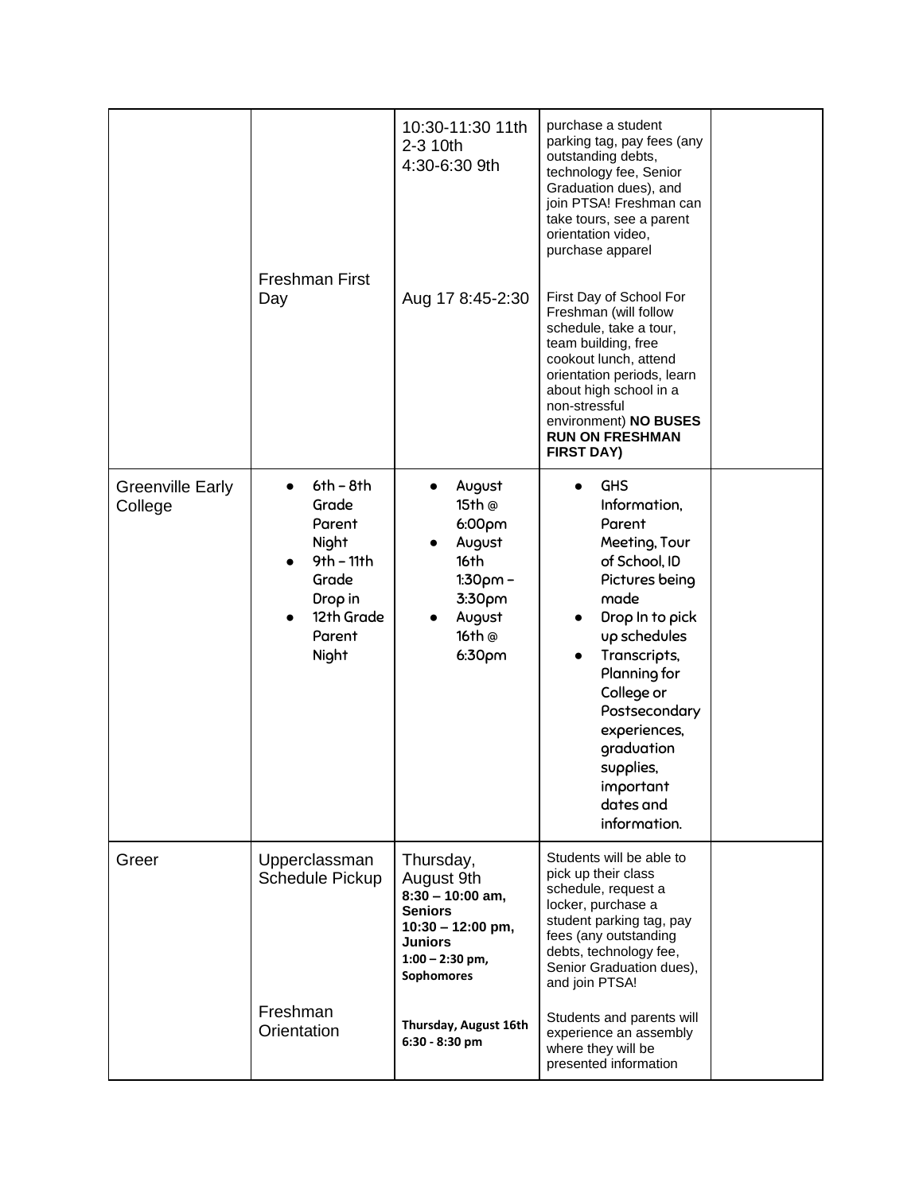| | | | | |
|---|---|---|---|---|
| | Freshman First Day | 10:30-11:30 11th<br>2-3 10th<br>4:30-6:30 9th<br><br>Aug 17 8:45-2:30 | purchase a student parking tag, pay fees (any outstanding debts, technology fee, Senior Graduation dues), and join PTSA! Freshman can take tours, see a parent orientation video, purchase apparel<br><br>First Day of School For Freshman (will follow schedule, take a tour, team building, free cookout lunch, attend orientation periods, learn about high school in a non-stressful environment) **NO BUSES RUN ON FRESHMAN FIRST DAY)** | |
| Greenville Early College | • 6th – 8th Grade Parent Night<br>• 9th – 11th Grade Drop in<br>• 12th Grade Parent Night | • August 15th @ 6:00pm<br>• August 16th 1:30pm – 3:30pm<br>• August 16th @ 6:30pm | • GHS Information, Parent Meeting, Tour of School, ID Pictures being made<br>• Drop In to pick up schedules<br>• Transcripts, Planning for College or Postsecondary experiences, graduation supplies, important dates and information. | |
| Greer | Upperclassman Schedule Pickup<br><br>Freshman Orientation | Thursday, August 9th<br>**8:30 – 10:00 am, Seniors**<br>**10:30 – 12:00 pm, Juniors**<br>**1:00 – 2:30 pm, Sophomores**<br><br>**Thursday, August 16th 6:30 - 8:30 pm** | Students will be able to pick up their class schedule, request a locker, purchase a student parking tag, pay fees (any outstanding debts, technology fee, Senior Graduation dues), and join PTSA!<br><br>Students and parents will experience an assembly where they will be presented information | |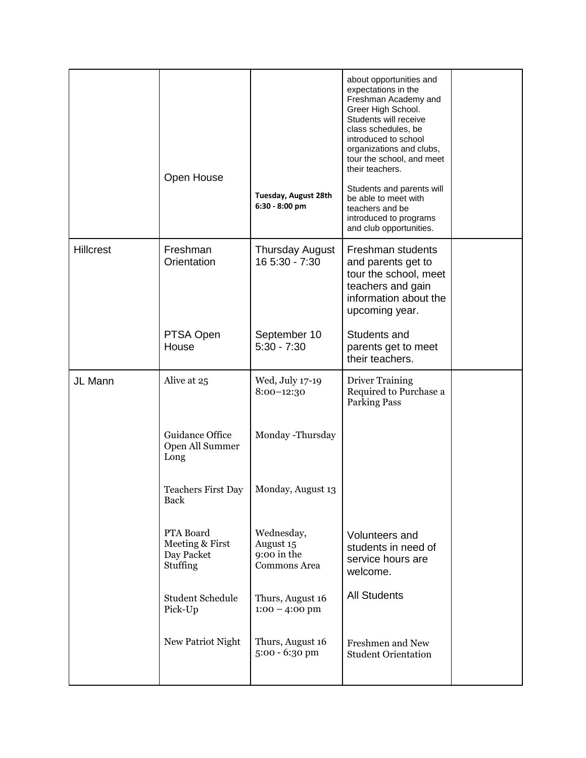| | | | | |
|---|---|---|---|---|
| | Open House | **Tuesday, August 28th 6:30 - 8:00 pm** | about opportunities and expectations in the Freshman Academy and Greer High School. Students will receive class schedules, be introduced to school organizations and clubs, tour the school, and meet their teachers.<br><br>Students and parents will be able to meet with teachers and be introduced to programs and club opportunities. | |
| Hillcrest | Freshman Orientation | Thursday August 16 5:30 - 7:30 | Freshman students and parents get to tour the school, meet teachers and gain information about the upcoming year. | |
| | PTSA Open House | September 10 5:30 - 7:30 | Students and parents get to meet their teachers. | |
| JL Mann | Alive at 25 | Wed, July 17-19 8:00–12:30 | Driver Training Required to Purchase a Parking Pass | |
| | Guidance Office Open All Summer Long | Monday -Thursday | | |
| | Teachers First Day Back | Monday, August 13 | | |
| | PTA Board Meeting & First Day Packet Stuffing | Wednesday, August 15 9:00 in the Commons Area | Volunteers and students in need of service hours are welcome. | |
| | Student Schedule Pick-Up | Thurs, August 16 1:00 – 4:00 pm | All Students | |
| | New Patriot Night | Thurs, August 16 5:00 - 6:30 pm | Freshmen and New Student Orientation | |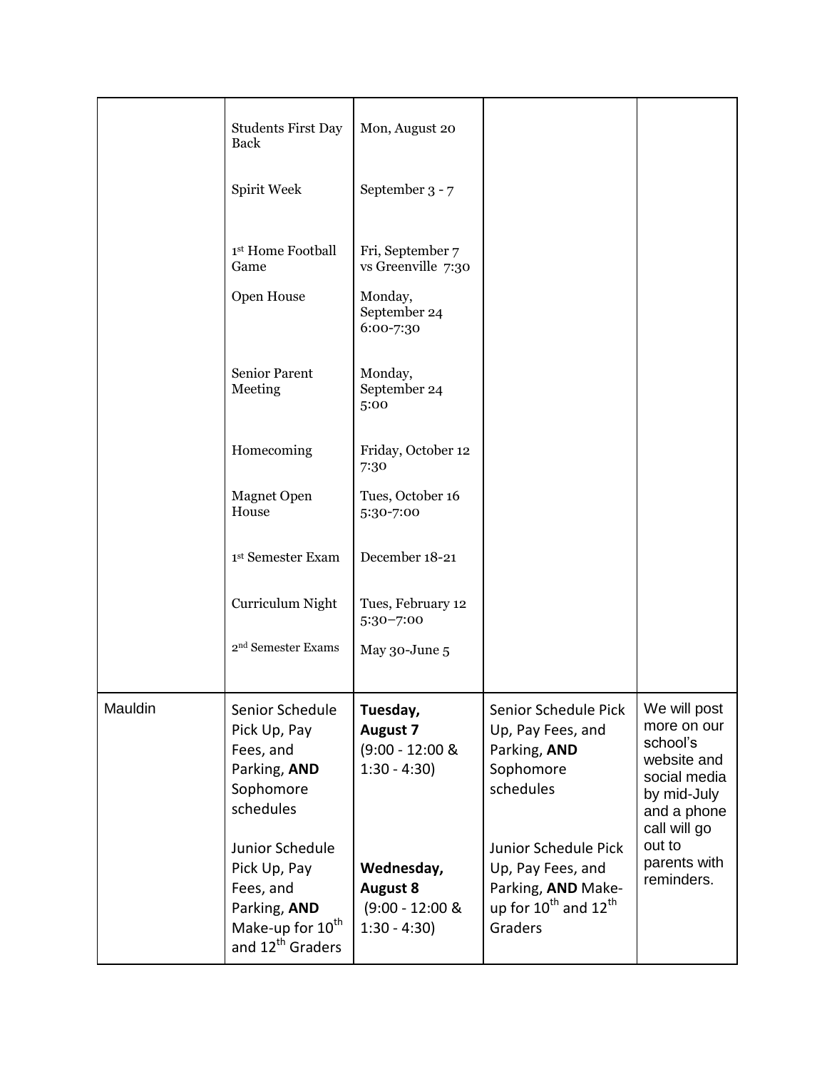| | | | | |
|---|---|---|---|---|
| | Students First Day Back<br><br>Spirit Week<br><br>1st Home Football Game<br><br>Open House<br><br>Senior Parent Meeting<br><br>Homecoming<br><br>Magnet Open House<br><br>1st Semester Exam<br><br>Curriculum Night<br><br>2nd Semester Exams | Mon, August 20<br><br>September 3 - 7<br><br>Fri, September 7 vs Greenville 7:30<br><br>Monday, September 24 6:00-7:30<br><br>Monday, September 24 5:00<br><br>Friday, October 12 7:30<br><br>Tues, October 16 5:30-7:00<br><br>December 18-21<br><br>Tues, February 12 5:30–7:00<br><br>May 30-June 5 | | |
| Mauldin | Senior Schedule Pick Up, Pay Fees, and Parking, **AND** Sophomore schedules<br><br>Junior Schedule Pick Up, Pay Fees, and Parking, **AND** Make-up for 10th and 12th Graders | **Tuesday, August 7** (9:00 - 12:00 & 1:30 - 4:30)<br><br>**Wednesday, August 8** (9:00 - 12:00 & 1:30 - 4:30) | Senior Schedule Pick Up, Pay Fees, and Parking, **AND** Sophomore schedules<br><br>Junior Schedule Pick Up, Pay Fees, and Parking, **AND** Make-up for 10th and 12th Graders | We will post more on our school's website and social media by mid-July and a phone call will go out to parents with reminders. |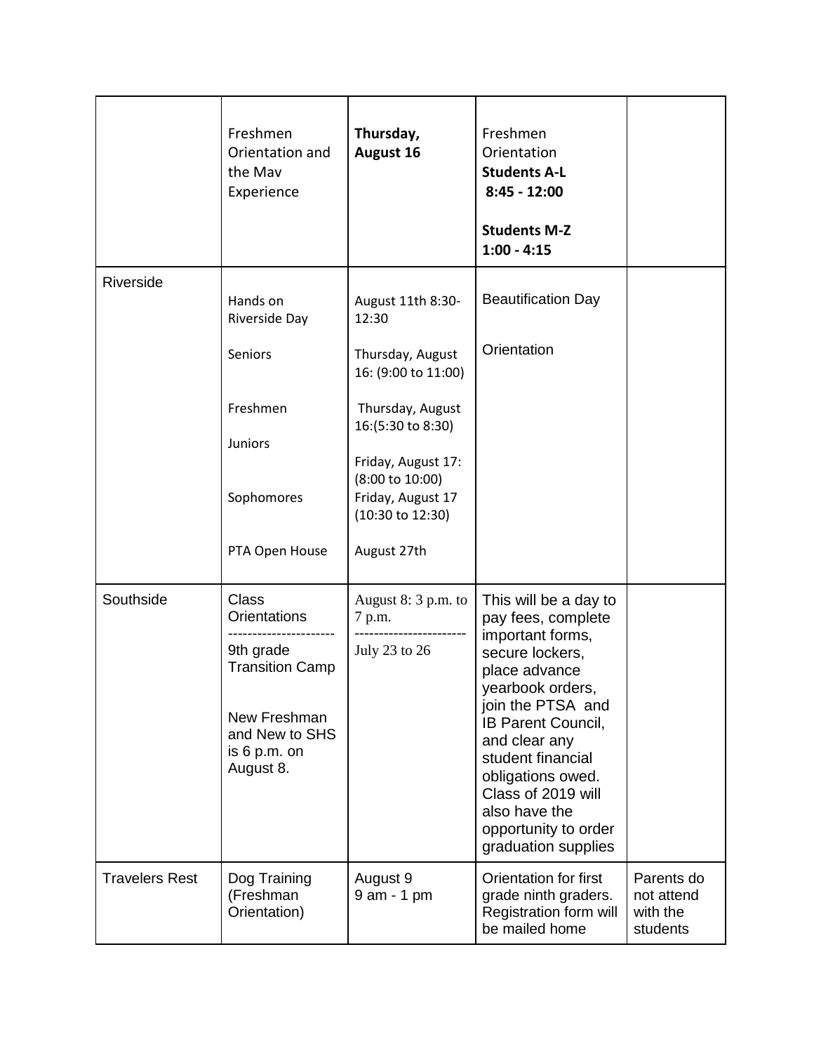| | | | | |
|---|---|---|---|---|
| | Freshmen Orientation and the Mav Experience | **Thursday, August 16** | Freshmen Orientation<br>**Students A-L**<br>**8:45 - 12:00**<br><br>**Students M-Z**<br>**1:00 - 4:15** | |
| Riverside | Hands on Riverside Day<br><br>Seniors<br><br>Freshmen<br><br>Juniors<br><br>Sophomores<br><br>PTA Open House | August 11th 8:30-12:30<br><br>Thursday, August 16: (9:00 to 11:00)<br><br>Thursday, August 16:(5:30 to 8:30)<br><br>Friday, August 17: (8:00 to 10:00)<br>Friday, August 17 (10:30 to 12:30)<br><br>August 27th | Beautification Day<br><br>Orientation | |
| Southside | Class Orientations<br>---------------------<br>9th grade Transition Camp<br><br>New Freshman and New to SHS is 6 p.m. on August 8. | August 8: 3 p.m. to 7 p.m.<br>----------------------<br>July 23 to 26 | This will be a day to pay fees, complete important forms, secure lockers, place advance yearbook orders, join the PTSA and IB Parent Council, and clear any student financial obligations owed. Class of 2019 will also have the opportunity to order graduation supplies | |
| Travelers Rest | Dog Training (Freshman Orientation) | August 9<br>9 am - 1 pm | Orientation for first grade ninth graders. Registration form will be mailed home | Parents do not attend with the students |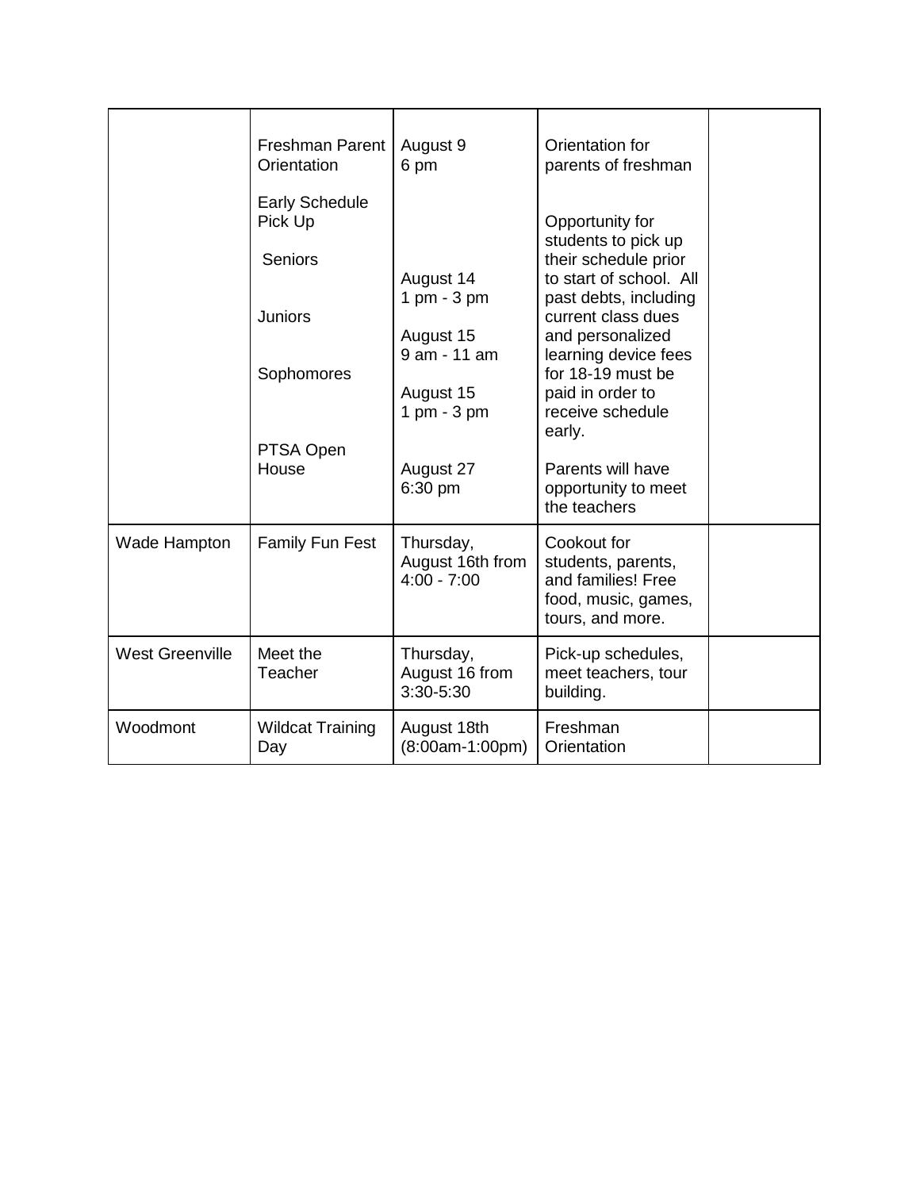| | | | | |
|---|---|---|---|---|
| | Freshman Parent Orientation<br><br>Early Schedule Pick Up<br><br>Seniors<br><br>Juniors<br><br>Sophomores<br><br>PTSA Open House | August 9<br>6 pm<br><br>August 14<br>1 pm - 3 pm<br><br>August 15<br>9 am - 11 am<br><br>August 15<br>1 pm - 3 pm<br><br>August 27<br>6:30 pm | Orientation for parents of freshman<br><br>Opportunity for students to pick up their schedule prior to start of school. All past debts, including current class dues and personalized learning device fees for 18-19 must be paid in order to receive schedule early.<br><br>Parents will have opportunity to meet the teachers | |
| Wade Hampton | Family Fun Fest | Thursday, August 16th from 4:00 - 7:00 | Cookout for students, parents, and families! Free food, music, games, tours, and more. | |
| West Greenville | Meet the Teacher | Thursday, August 16 from 3:30-5:30 | Pick-up schedules, meet teachers, tour building. | |
| Woodmont | Wildcat Training Day | August 18th (8:00am-1:00pm) | Freshman Orientation | |